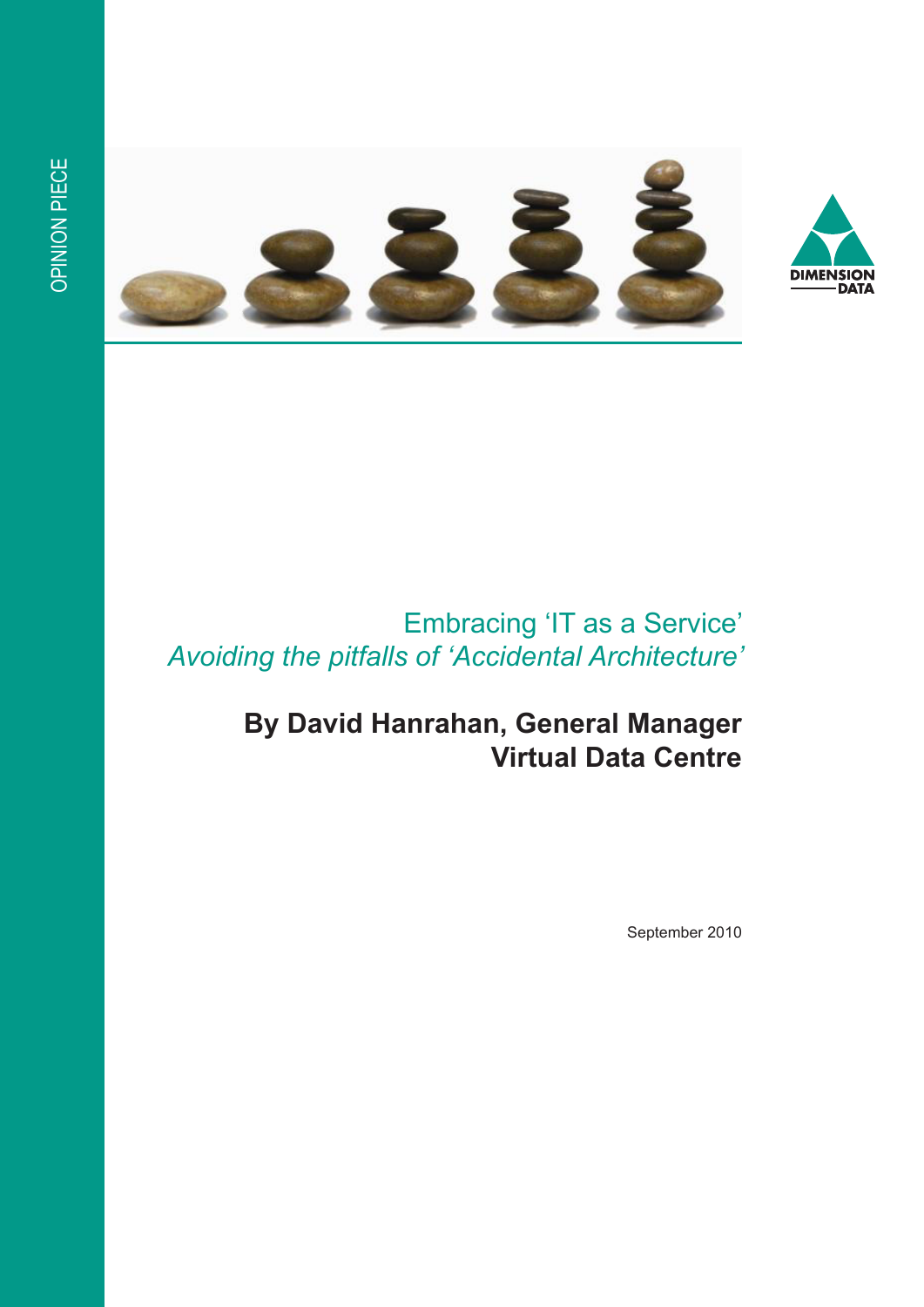OPINION PIECE

# Embracing 'IT as a Service'

## *Avoiding the pitfalls of 'Accidental Architecture'*

**By David Hanrahan, General Manager**
**Virtual Data Centre**

September 2010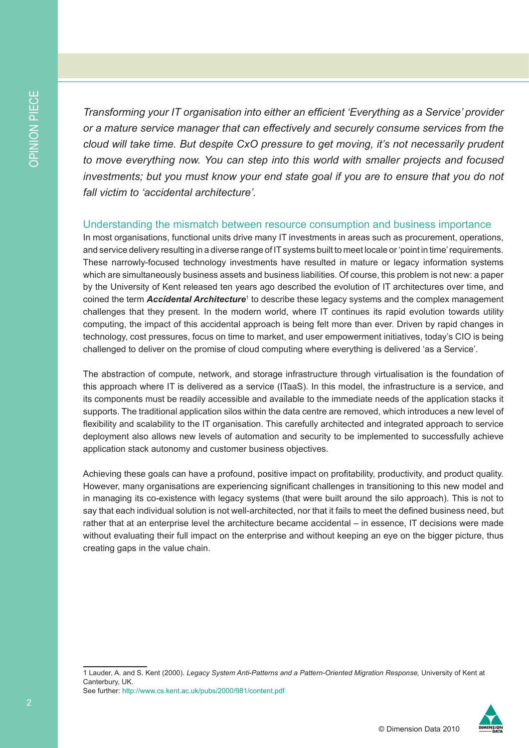*Transforming your IT organisation into either an efficient 'Everything as a Service' provider or a mature service manager that can effectively and securely consume services from the cloud will take time. But despite CxO pressure to get moving, it's not necessarily prudent to move everything now. You can step into this world with smaller projects and focused investments; but you must know your end state goal if you are to ensure that you do not fall victim to 'accidental architecture'.*

## Understanding the mismatch between resource consumption and business importance

In most organisations, functional units drive many IT investments in areas such as procurement, operations, and service delivery resulting in a diverse range of IT systems built to meet locale or 'point in time' requirements. These narrowly-focused technology investments have resulted in mature or legacy information systems which are simultaneously business assets and business liabilities. Of course, this problem is not new: a paper by the University of Kent released ten years ago described the evolution of IT architectures over time, and coined the term ***Accidental Architecture***[1] to describe these legacy systems and the complex management challenges that they present. In the modern world, where IT continues its rapid evolution towards utility computing, the impact of this accidental approach is being felt more than ever. Driven by rapid changes in technology, cost pressures, focus on time to market, and user empowerment initiatives, today's CIO is being challenged to deliver on the promise of cloud computing where everything is delivered 'as a Service'.

The abstraction of compute, network, and storage infrastructure through virtualisation is the foundation of this approach where IT is delivered as a service (ITaaS). In this model, the infrastructure is a service, and its components must be readily accessible and available to the immediate needs of the application stacks it supports. The traditional application silos within the data centre are removed, which introduces a new level of flexibility and scalability to the IT organisation. This carefully architected and integrated approach to service deployment also allows new levels of automation and security to be implemented to successfully achieve application stack autonomy and customer business objectives.

Achieving these goals can have a profound, positive impact on profitability, productivity, and product quality. However, many organisations are experiencing significant challenges in transitioning to this new model and in managing its co-existence with legacy systems (that were built around the silo approach). This is not to say that each individual solution is not well-architected, nor that it fails to meet the defined business need, but rather that at an enterprise level the architecture became accidental – in essence, IT decisions were made without evaluating their full impact on the enterprise and without keeping an eye on the bigger picture, thus creating gaps in the value chain.

---

1 Lauder, A. and S. Kent (2000). *Legacy System Anti-Patterns and a Pattern-Oriented Migration Response,* University of Kent at Canterbury, UK.
See further: http://www.cs.kent.ac.uk/pubs/2000/981/content.pdf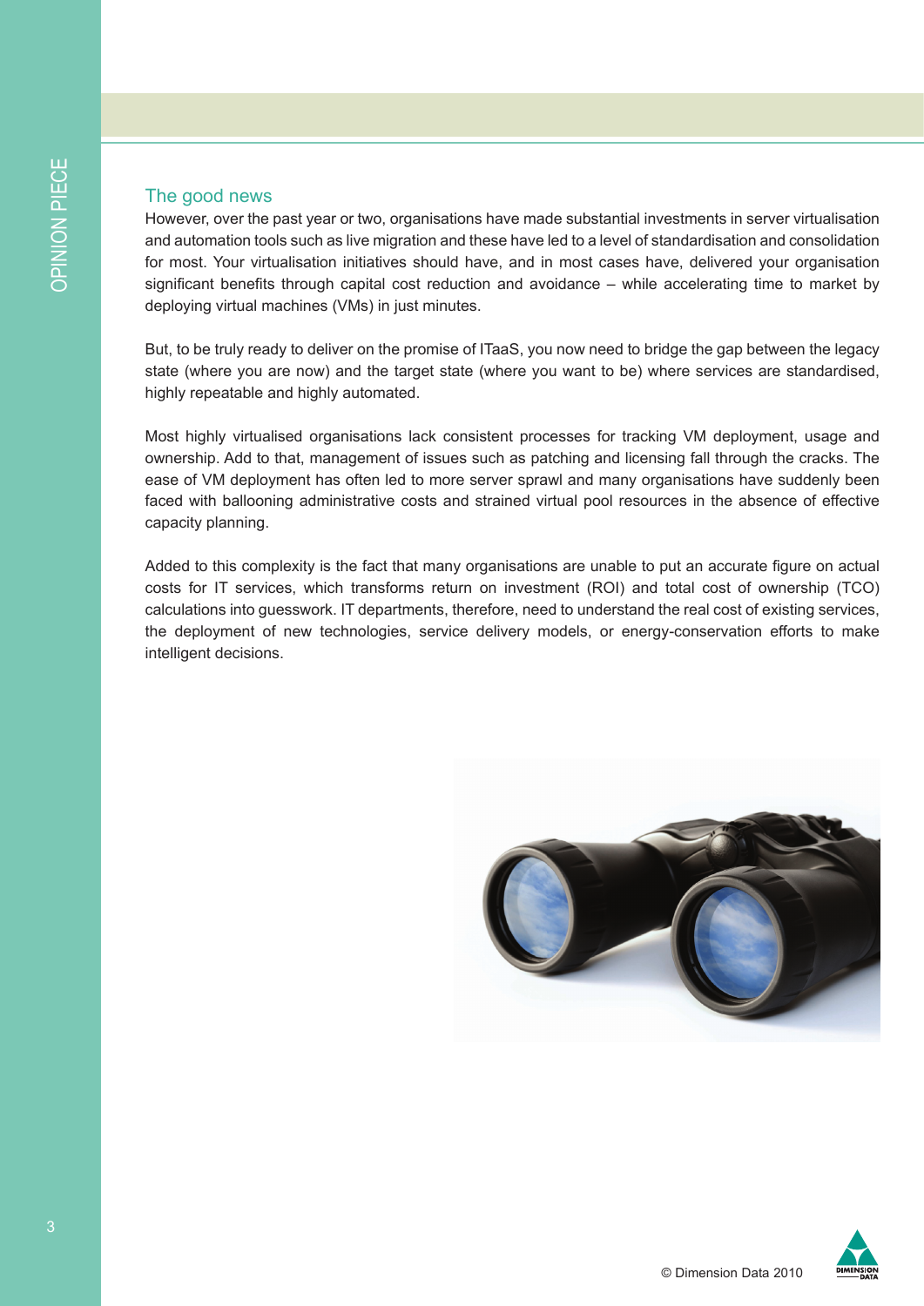## The good news

However, over the past year or two, organisations have made substantial investments in server virtualisation and automation tools such as live migration and these have led to a level of standardisation and consolidation for most. Your virtualisation initiatives should have, and in most cases have, delivered your organisation significant benefits through capital cost reduction and avoidance – while accelerating time to market by deploying virtual machines (VMs) in just minutes.

But, to be truly ready to deliver on the promise of ITaaS, you now need to bridge the gap between the legacy state (where you are now) and the target state (where you want to be) where services are standardised, highly repeatable and highly automated.

Most highly virtualised organisations lack consistent processes for tracking VM deployment, usage and ownership. Add to that, management of issues such as patching and licensing fall through the cracks. The ease of VM deployment has often led to more server sprawl and many organisations have suddenly been faced with ballooning administrative costs and strained virtual pool resources in the absence of effective capacity planning.

Added to this complexity is the fact that many organisations are unable to put an accurate figure on actual costs for IT services, which transforms return on investment (ROI) and total cost of ownership (TCO) calculations into guesswork. IT departments, therefore, need to understand the real cost of existing services, the deployment of new technologies, service delivery models, or energy-conservation efforts to make intelligent decisions.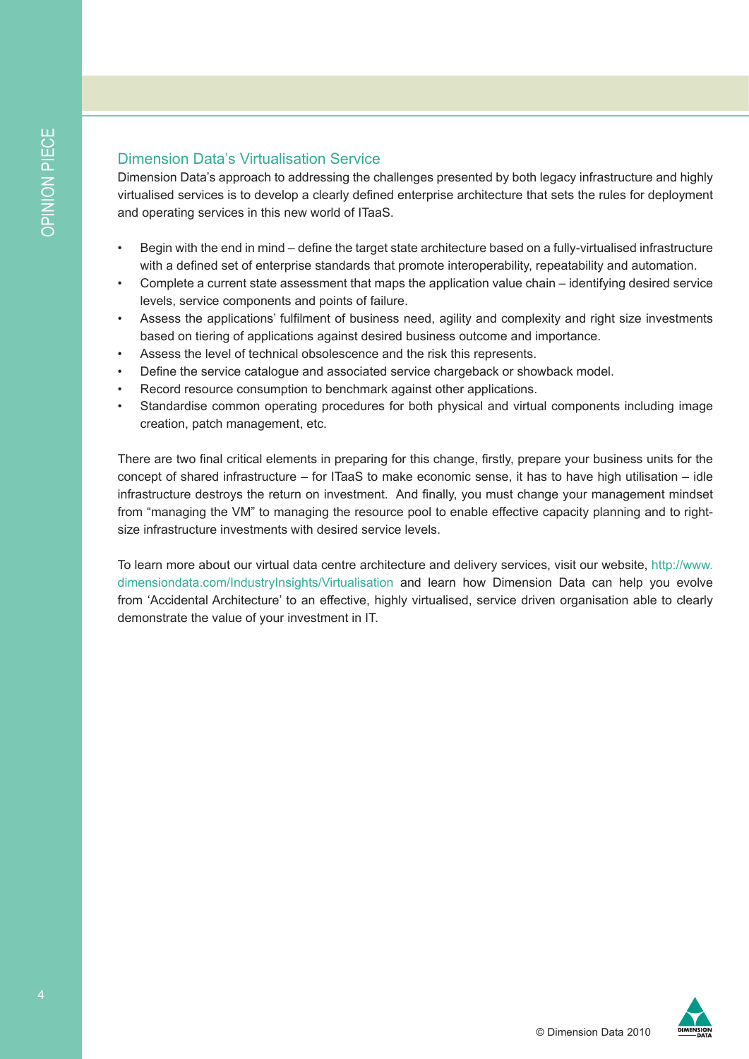## Dimension Data's Virtualisation Service

Dimension Data's approach to addressing the challenges presented by both legacy infrastructure and highly virtualised services is to develop a clearly defined enterprise architecture that sets the rules for deployment and operating services in this new world of ITaaS.

- Begin with the end in mind – define the target state architecture based on a fully-virtualised infrastructure with a defined set of enterprise standards that promote interoperability, repeatability and automation.
- Complete a current state assessment that maps the application value chain – identifying desired service levels, service components and points of failure.
- Assess the applications' fulfilment of business need, agility and complexity and right size investments based on tiering of applications against desired business outcome and importance.
- Assess the level of technical obsolescence and the risk this represents.
- Define the service catalogue and associated service chargeback or showback model.
- Record resource consumption to benchmark against other applications.
- Standardise common operating procedures for both physical and virtual components including image creation, patch management, etc.

There are two final critical elements in preparing for this change, firstly, prepare your business units for the concept of shared infrastructure – for ITaaS to make economic sense, it has to have high utilisation – idle infrastructure destroys the return on investment. And finally, you must change your management mindset from "managing the VM" to managing the resource pool to enable effective capacity planning and to right-size infrastructure investments with desired service levels.

To learn more about our virtual data centre architecture and delivery services, visit our website, http://www.dimensiondata.com/IndustryInsights/Virtualisation and learn how Dimension Data can help you evolve from 'Accidental Architecture' to an effective, highly virtualised, service driven organisation able to clearly demonstrate the value of your investment in IT.

© Dimension Data 2010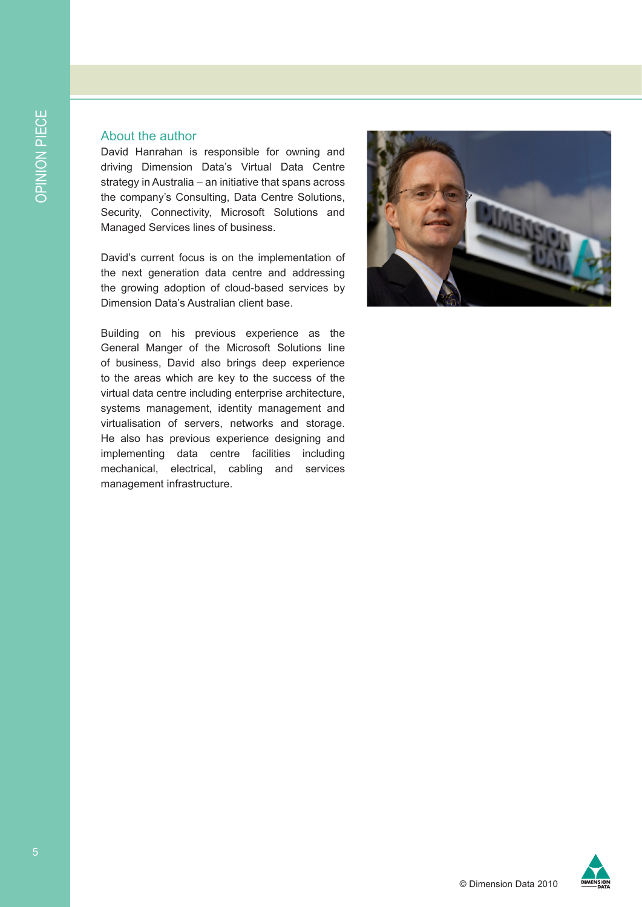## About the author

David Hanrahan is responsible for owning and driving Dimension Data's Virtual Data Centre strategy in Australia – an initiative that spans across the company's Consulting, Data Centre Solutions, Security, Connectivity, Microsoft Solutions and Managed Services lines of business.

David's current focus is on the implementation of the next generation data centre and addressing the growing adoption of cloud-based services by Dimension Data's Australian client base.

Building on his previous experience as the General Manger of the Microsoft Solutions line of business, David also brings deep experience to the areas which are key to the success of the virtual data centre including enterprise architecture, systems management, identity management and virtualisation of servers, networks and storage. He also has previous experience designing and implementing data centre facilities including mechanical, electrical, cabling and services management infrastructure.

© Dimension Data 2010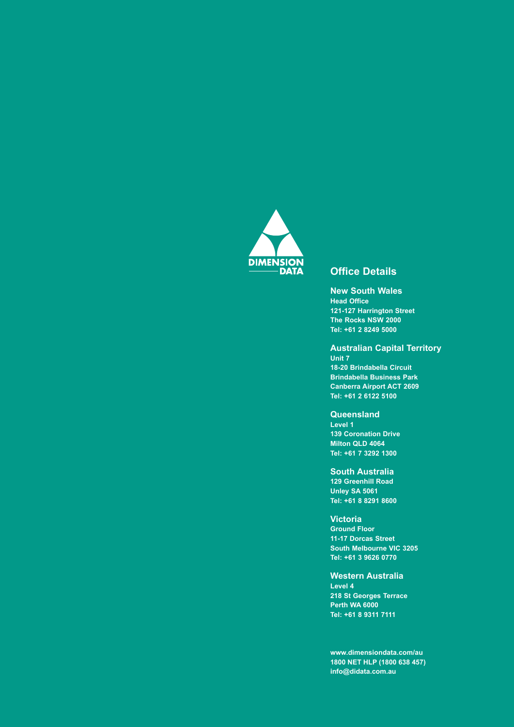DIMENSION DATA

## Office Details

### New South Wales

**Head Office**
**121-127 Harrington Street**
**The Rocks NSW 2000**
**Tel: +61 2 8249 5000**

### Australian Capital Territory

**Unit 7**
**18-20 Brindabella Circuit**
**Brindabella Business Park**
**Canberra Airport ACT 2609**
**Tel: +61 2 6122 5100**

### Queensland

**Level 1**
**139 Coronation Drive**
**Milton QLD 4064**
**Tel: +61 7 3292 1300**

### South Australia

**129 Greenhill Road**
**Unley SA 5061**
**Tel: +61 8 8291 8600**

### Victoria

**Ground Floor**
**11-17 Dorcas Street**
**South Melbourne VIC 3205**
**Tel: +61 3 9626 0770**

### Western Australia

**Level 4**
**218 St Georges Terrace**
**Perth WA 6000**
**Tel: +61 8 9311 7111**

**www.dimensiondata.com/au**
**1800 NET HLP (1800 638 457)**
**info@didata.com.au**